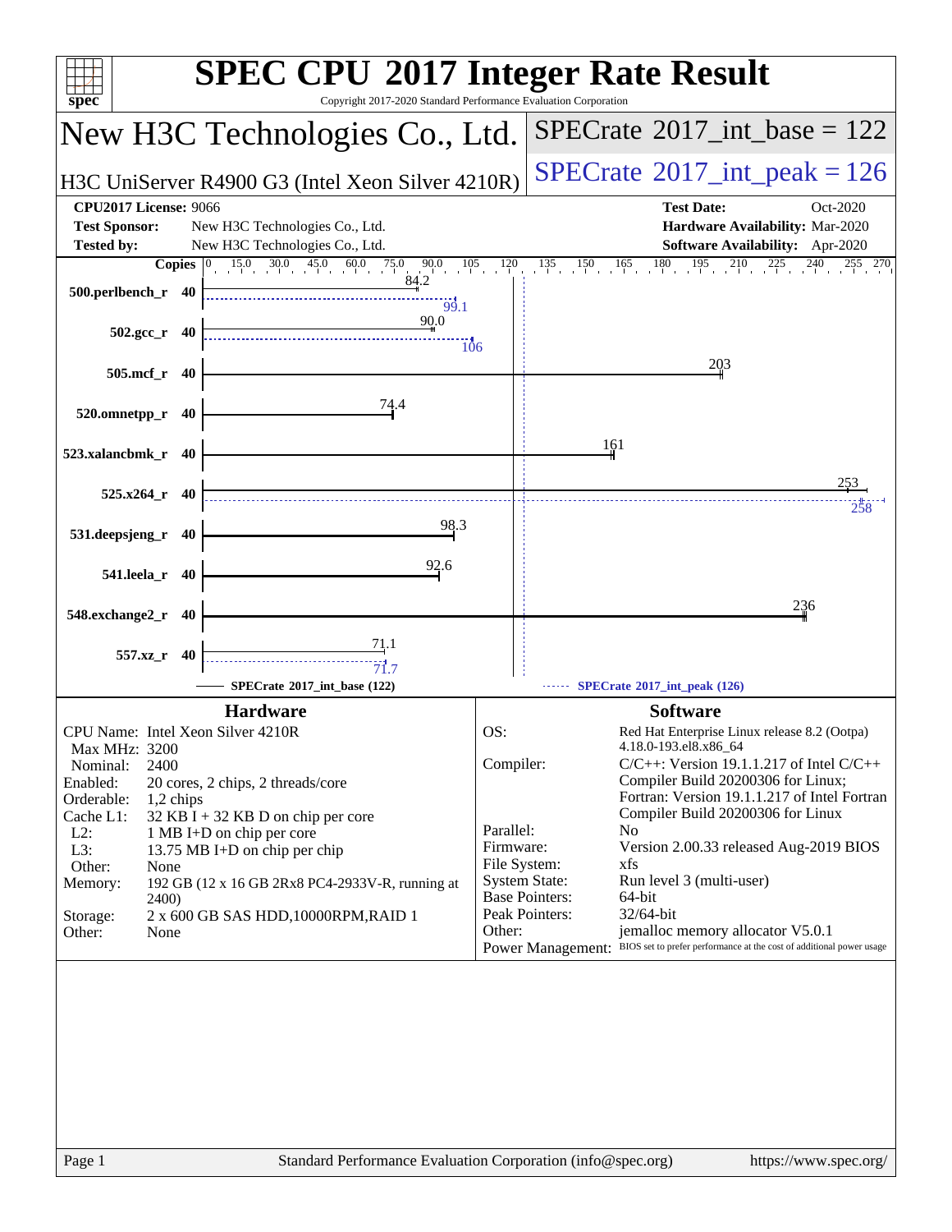# SPEC CPU 2017 Integer Rate Result

Copyright 2017-2020 Standard Performance Evaluation Corporation

## New H3C Technologies Co., Ltd.

H3C UniServer R4900 G3 (Intel Xeon Silver 4210R)

SPECrate 2017_int_base = 122

SPECrate 2017_int_peak = 126

| | | | |
|---|---|---|---|
| **CPU2017 License:** | 9066 | **Test Date:** | Oct-2020 |
| **Test Sponsor:** | New H3C Technologies Co., Ltd. | **Hardware Availability:** | Mar-2020 |
| **Tested by:** | New H3C Technologies Co., Ltd. | **Software Availability:** | Apr-2020 |

| Benchmark | Copies | Base | Peak |
|---|---|---|---|
| 500.perlbench_r | 40 | 84.2 | 99.1 |
| 502.gcc_r | 40 | 90.0 | 106 |
| 505.mcf_r | 40 | 203 | |
| 520.omnetpp_r | 40 | 74.4 | |
| 523.xalancbmk_r | 40 | 161 | |
| 525.x264_r | 40 | 253 | 258 |
| 531.deepsjeng_r | 40 | 98.3 | |
| 541.leela_r | 40 | 92.6 | |
| 548.exchange2_r | 40 | 236 | |
| 557.xz_r | 40 | 71.1 | 71.7 |

SPECrate 2017_int_base (122) ------ SPECrate 2017_int_peak (126)

### Hardware

| | |
|---|---|
| CPU Name: | Intel Xeon Silver 4210R |
| Max MHz: | 3200 |
| Nominal: | 2400 |
| Enabled: | 20 cores, 2 chips, 2 threads/core |
| Orderable: | 1,2 chips |
| Cache L1: | 32 KB I + 32 KB D on chip per core |
| L2: | 1 MB I+D on chip per core |
| L3: | 13.75 MB I+D on chip per chip |
| Other: | None |
| Memory: | 192 GB (12 x 16 GB 2Rx8 PC4-2933V-R, running at 2400) |
| Storage: | 2 x 600 GB SAS HDD,10000RPM,RAID 1 |
| Other: | None |

### Software

| | |
|---|---|
| OS: | Red Hat Enterprise Linux release 8.2 (Ootpa) 4.18.0-193.el8.x86_64 |
| Compiler: | C/C++: Version 19.1.1.217 of Intel C/C++ Compiler Build 20200306 for Linux; Fortran: Version 19.1.1.217 of Intel Fortran Compiler Build 20200306 for Linux |
| Parallel: | No |
| Firmware: | Version 2.00.33 released Aug-2019 BIOS |
| File System: | xfs |
| System State: | Run level 3 (multi-user) |
| Base Pointers: | 64-bit |
| Peak Pointers: | 32/64-bit |
| Other: | jemalloc memory allocator V5.0.1 |
| Power Management: | BIOS set to prefer performance at the cost of additional power usage |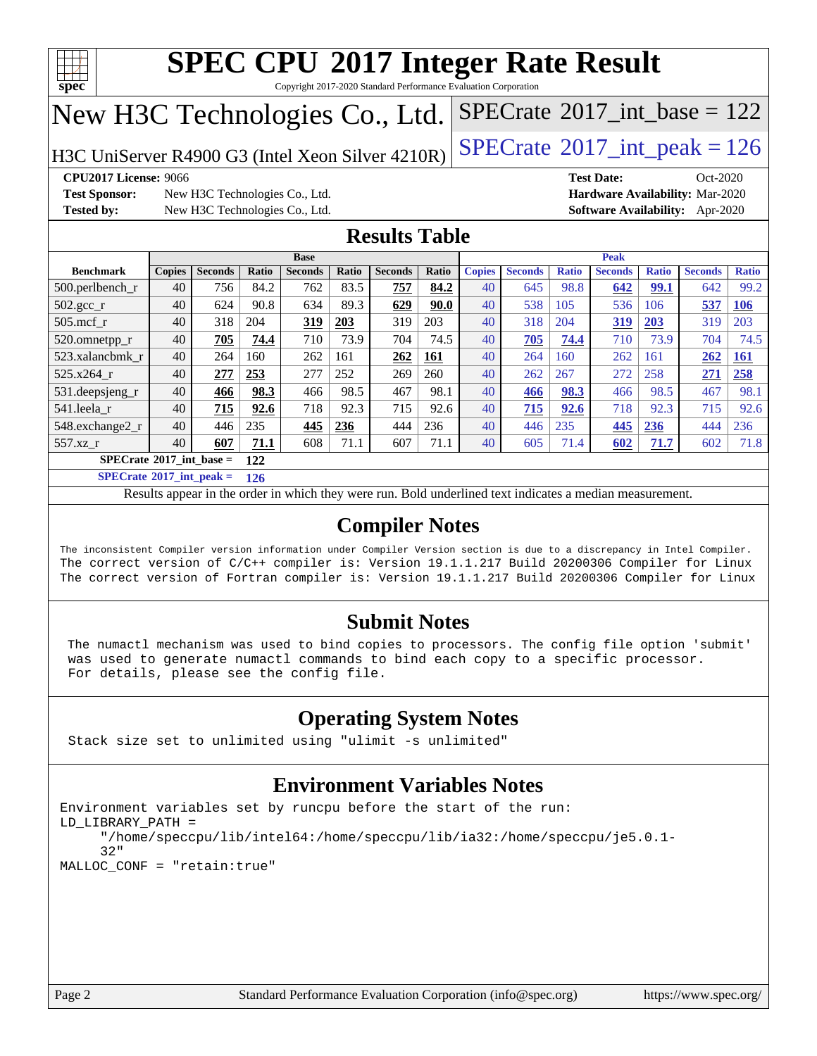# SPEC CPU 2017 Integer Rate Result

Copyright 2017-2020 Standard Performance Evaluation Corporation

## New H3C Technologies Co., Ltd.

H3C UniServer R4900 G3 (Intel Xeon Silver 4210R)

SPECrate 2017_int_base = 122

SPECrate 2017_int_peak = 126

**CPU2017 License:** 9066
**Test Sponsor:** New H3C Technologies Co., Ltd.
**Tested by:** New H3C Technologies Co., Ltd.

**Test Date:** Oct-2020
**Hardware Availability:** Mar-2020
**Software Availability:** Apr-2020

## Results Table

| Benchmark | Base | | | | | | | Peak | | | | | | |
|---|---|---|---|---|---|---|---|---|---|---|---|---|---|---|
| | Copies | Seconds | Ratio | Seconds | Ratio | Seconds | Ratio | Copies | Seconds | Ratio | Seconds | Ratio | Seconds | Ratio |
| 500.perlbench_r | 40 | 756 | 84.2 | 762 | 83.5 | **757** | **84.2** | 40 | 645 | 98.8 | **642** | **99.1** | 642 | 99.2 |
| 502.gcc_r | 40 | 624 | 90.8 | 634 | 89.3 | **629** | **90.0** | 40 | 538 | 105 | 536 | 106 | **537** | **106** |
| 505.mcf_r | 40 | 318 | 204 | **319** | **203** | 319 | 203 | 40 | 318 | 204 | **319** | **203** | 319 | 203 |
| 520.omnetpp_r | 40 | **705** | **74.4** | 710 | 73.9 | 704 | 74.5 | 40 | **705** | **74.4** | 710 | 73.9 | 704 | 74.5 |
| 523.xalancbmk_r | 40 | 264 | 160 | 262 | 161 | **262** | **161** | 40 | 264 | 160 | 262 | 161 | **262** | **161** |
| 525.x264_r | 40 | **277** | **253** | 277 | 252 | 269 | 260 | 40 | 262 | 267 | 272 | 258 | **271** | **258** |
| 531.deepsjeng_r | 40 | **466** | **98.3** | 466 | 98.5 | 467 | 98.1 | 40 | **466** | **98.3** | 466 | 98.5 | 467 | 98.1 |
| 541.leela_r | 40 | **715** | **92.6** | 718 | 92.3 | 715 | 92.6 | 40 | **715** | **92.6** | 718 | 92.3 | 715 | 92.6 |
| 548.exchange2_r | 40 | 446 | 235 | **445** | **236** | 444 | 236 | 40 | 446 | 235 | **445** | **236** | 444 | 236 |
| 557.xz_r | 40 | **607** | **71.1** | 608 | 71.1 | 607 | 71.1 | 40 | 605 | 71.4 | **602** | **71.7** | 602 | 71.8 |

**SPECrate 2017_int_base = 122**

**SPECrate 2017_int_peak = 126**

Results appear in the order in which they were run. Bold underlined text indicates a median measurement.

## Compiler Notes

```
The inconsistent Compiler version information under Compiler Version section is due to a discrepancy in Intel Compiler.
The correct version of C/C++ compiler is: Version 19.1.1.217 Build 20200306 Compiler for Linux
The correct version of Fortran compiler is: Version 19.1.1.217 Build 20200306 Compiler for Linux
```

## Submit Notes

```
The numactl mechanism was used to bind copies to processors. The config file option 'submit'
was used to generate numactl commands to bind each copy to a specific processor.
For details, please see the config file.
```

## Operating System Notes

```
Stack size set to unlimited using "ulimit -s unlimited"
```

## Environment Variables Notes

```
Environment variables set by runcpu before the start of the run:
LD_LIBRARY_PATH =
     "/home/speccpu/lib/intel64:/home/speccpu/lib/ia32:/home/speccpu/je5.0.1-
     32"
MALLOC_CONF = "retain:true"
```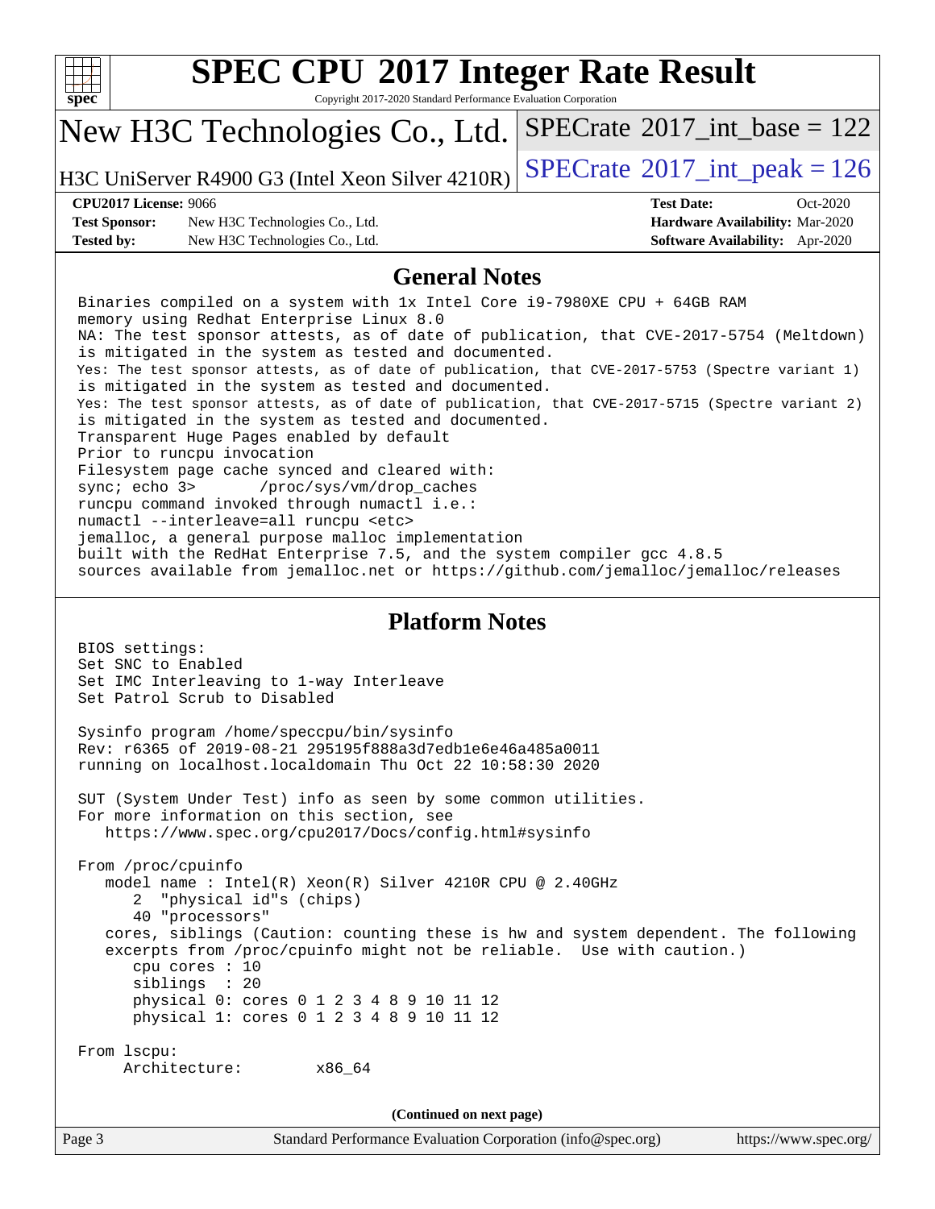# SPEC CPU 2017 Integer Rate Result

Copyright 2017-2020 Standard Performance Evaluation Corporation

## New H3C Technologies Co., Ltd.

H3C UniServer R4900 G3 (Intel Xeon Silver 4210R)

SPECrate 2017_int_base = 122

SPECrate 2017_int_peak = 126

**CPU2017 License:** 9066
**Test Sponsor:** New H3C Technologies Co., Ltd.
**Tested by:** New H3C Technologies Co., Ltd.

**Test Date:** Oct-2020
**Hardware Availability:** Mar-2020
**Software Availability:** Apr-2020

## General Notes

```
Binaries compiled on a system with 1x Intel Core i9-7980XE CPU + 64GB RAM
memory using Redhat Enterprise Linux 8.0
NA: The test sponsor attests, as of date of publication, that CVE-2017-5754 (Meltdown)
is mitigated in the system as tested and documented.
Yes: The test sponsor attests, as of date of publication, that CVE-2017-5753 (Spectre variant 1)
is mitigated in the system as tested and documented.
Yes: The test sponsor attests, as of date of publication, that CVE-2017-5715 (Spectre variant 2)
is mitigated in the system as tested and documented.
Transparent Huge Pages enabled by default
Prior to runcpu invocation
Filesystem page cache synced and cleared with:
sync; echo 3>       /proc/sys/vm/drop_caches
runcpu command invoked through numactl i.e.:
numactl --interleave=all runcpu <etc>
jemalloc, a general purpose malloc implementation
built with the RedHat Enterprise 7.5, and the system compiler gcc 4.8.5
sources available from jemalloc.net or https://github.com/jemalloc/jemalloc/releases
```

## Platform Notes

```
BIOS settings:
Set SNC to Enabled
Set IMC Interleaving to 1-way Interleave
Set Patrol Scrub to Disabled

Sysinfo program /home/speccpu/bin/sysinfo
Rev: r6365 of 2019-08-21 295195f888a3d7edb1e6e46a485a0011
running on localhost.localdomain Thu Oct 22 10:58:30 2020

SUT (System Under Test) info as seen by some common utilities.
For more information on this section, see
   https://www.spec.org/cpu2017/Docs/config.html#sysinfo

From /proc/cpuinfo
   model name : Intel(R) Xeon(R) Silver 4210R CPU @ 2.40GHz
      2  "physical id"s (chips)
      40 "processors"
   cores, siblings (Caution: counting these is hw and system dependent. The following
   excerpts from /proc/cpuinfo might not be reliable.  Use with caution.)
      cpu cores : 10
      siblings  : 20
      physical 0: cores 0 1 2 3 4 8 9 10 11 12
      physical 1: cores 0 1 2 3 4 8 9 10 11 12

From lscpu:
     Architecture:        x86_64
```

**(Continued on next page)**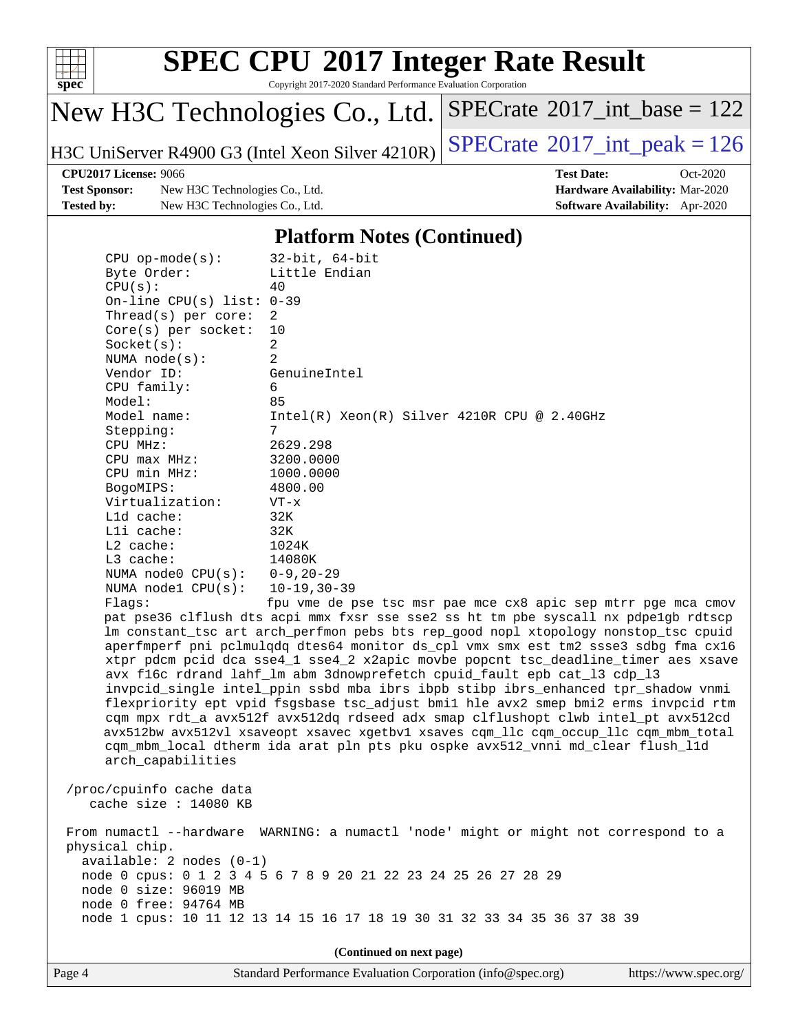## Platform Notes (Continued)

```
    CPU op-mode(s):       32-bit, 64-bit
    Byte Order:           Little Endian
    CPU(s):               40
    On-line CPU(s) list:  0-39
    Thread(s) per core:   2
    Core(s) per socket:   10
    Socket(s):            2
    NUMA node(s):         2
    Vendor ID:            GenuineIntel
    CPU family:           6
    Model:                85
    Model name:           Intel(R) Xeon(R) Silver 4210R CPU @ 2.40GHz
    Stepping:             7
    CPU MHz:              2629.298
    CPU max MHz:          3200.0000
    CPU min MHz:          1000.0000
    BogoMIPS:             4800.00
    Virtualization:       VT-x
    L1d cache:            32K
    L1i cache:            32K
    L2 cache:             1024K
    L3 cache:             14080K
    NUMA node0 CPU(s):    0-9,20-29
    NUMA node1 CPU(s):    10-19,30-39
    Flags:                fpu vme de pse tsc msr pae mce cx8 apic sep mtrr pge mca cmov
    pat pse36 clflush dts acpi mmx fxsr sse sse2 ss ht tm pbe syscall nx pdpe1gb rdtscp
    lm constant_tsc art arch_perfmon pebs bts rep_good nopl xtopology nonstop_tsc cpuid
    aperfmperf pni pclmulqdq dtes64 monitor ds_cpl vmx smx est tm2 ssse3 sdbg fma cx16
    xtpr pdcm pcid dca sse4_1 sse4_2 x2apic movbe popcnt tsc_deadline_timer aes xsave
    avx f16c rdrand lahf_lm abm 3dnowprefetch cpuid_fault epb cat_l3 cdp_l3
    invpcid_single intel_ppin ssbd mba ibrs ibpb stibp ibrs_enhanced tpr_shadow vnmi
    flexpriority ept vpid fsgsbase tsc_adjust bmi1 hle avx2 smep bmi2 erms invpcid rtm
    cqm mpx rdt_a avx512f avx512dq rdseed adx smap clflushopt clwb intel_pt avx512cd
    avx512bw avx512vl xsaveopt xsavec xgetbv1 xsaves cqm_llc cqm_occup_llc cqm_mbm_total
    cqm_mbm_local dtherm ida arat pln pts pku ospke avx512_vnni md_clear flush_l1d
    arch_capabilities

 /proc/cpuinfo cache data
    cache size : 14080 KB

 From numactl --hardware  WARNING: a numactl 'node' might or might not correspond to a
 physical chip.
   available: 2 nodes (0-1)
   node 0 cpus: 0 1 2 3 4 5 6 7 8 9 20 21 22 23 24 25 26 27 28 29
   node 0 size: 96019 MB
   node 0 free: 94764 MB
   node 1 cpus: 10 11 12 13 14 15 16 17 18 19 30 31 32 33 34 35 36 37 38 39
```

**(Continued on next page)**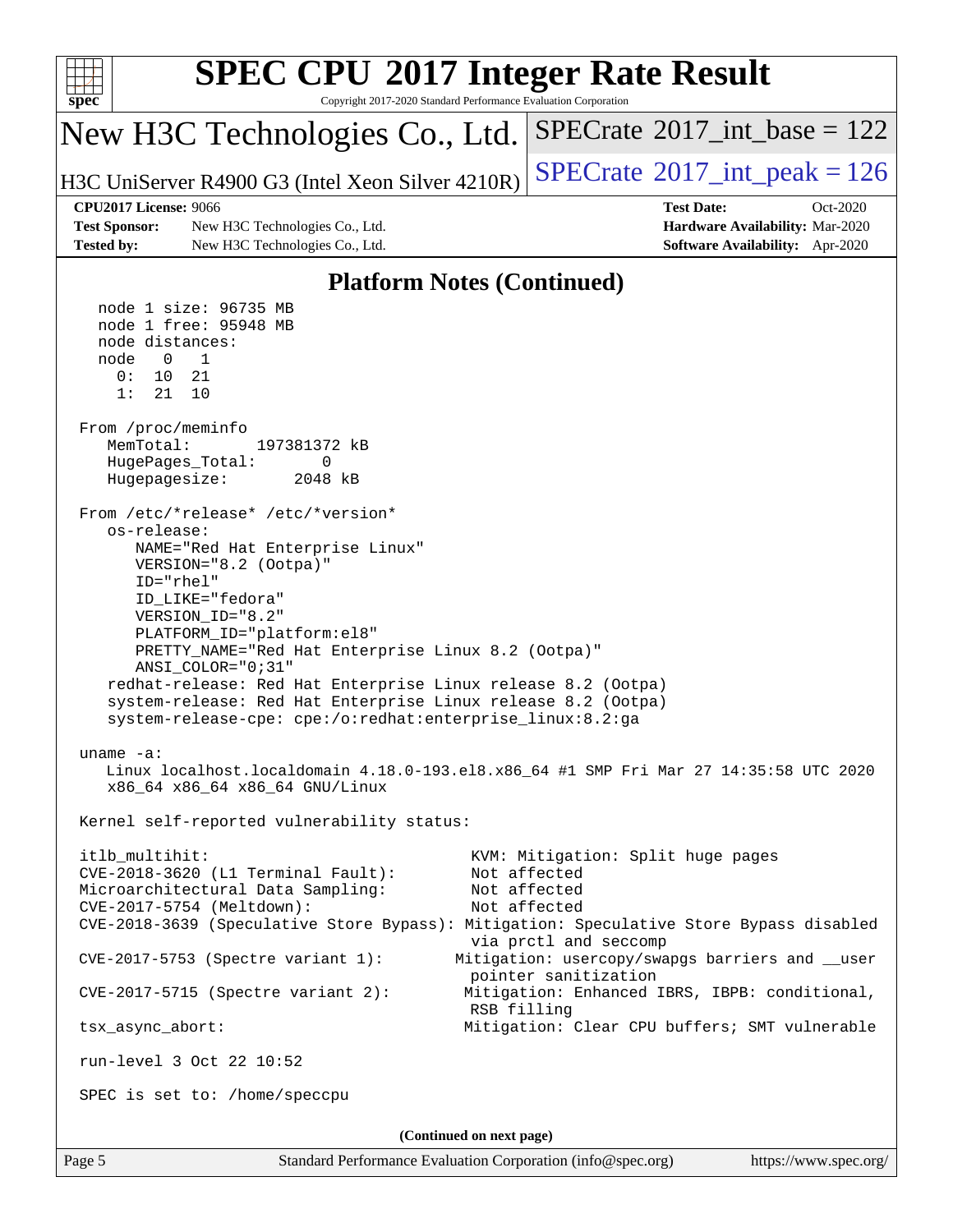## Platform Notes (Continued)

```
  node 1 size: 96735 MB
  node 1 free: 95948 MB
  node distances:
  node   0   1
    0:  10  21
    1:  21  10

From /proc/meminfo
   MemTotal:       197381372 kB
   HugePages_Total:       0
   Hugepagesize:       2048 kB

From /etc/*release* /etc/*version*
   os-release:
      NAME="Red Hat Enterprise Linux"
      VERSION="8.2 (Ootpa)"
      ID="rhel"
      ID_LIKE="fedora"
      VERSION_ID="8.2"
      PLATFORM_ID="platform:el8"
      PRETTY_NAME="Red Hat Enterprise Linux 8.2 (Ootpa)"
      ANSI_COLOR="0;31"
   redhat-release: Red Hat Enterprise Linux release 8.2 (Ootpa)
   system-release: Red Hat Enterprise Linux release 8.2 (Ootpa)
   system-release-cpe: cpe:/o:redhat:enterprise_linux:8.2:ga

uname -a:
   Linux localhost.localdomain 4.18.0-193.el8.x86_64 #1 SMP Fri Mar 27 14:35:58 UTC 2020
   x86_64 x86_64 x86_64 GNU/Linux

Kernel self-reported vulnerability status:

itlb_multihit:                                    KVM: Mitigation: Split huge pages
CVE-2018-3620 (L1 Terminal Fault):                Not affected
Microarchitectural Data Sampling:                 Not affected
CVE-2017-5754 (Meltdown):                         Not affected
CVE-2018-3639 (Speculative Store Bypass): Mitigation: Speculative Store Bypass disabled
                                                  via prctl and seccomp
CVE-2017-5753 (Spectre variant 1):               Mitigation: usercopy/swapgs barriers and __user
                                                  pointer sanitization
CVE-2017-5715 (Spectre variant 2):               Mitigation: Enhanced IBRS, IBPB: conditional,
                                                  RSB filling
tsx_async_abort:                                 Mitigation: Clear CPU buffers; SMT vulnerable

run-level 3 Oct 22 10:52

SPEC is set to: /home/speccpu
```

(Continued on next page)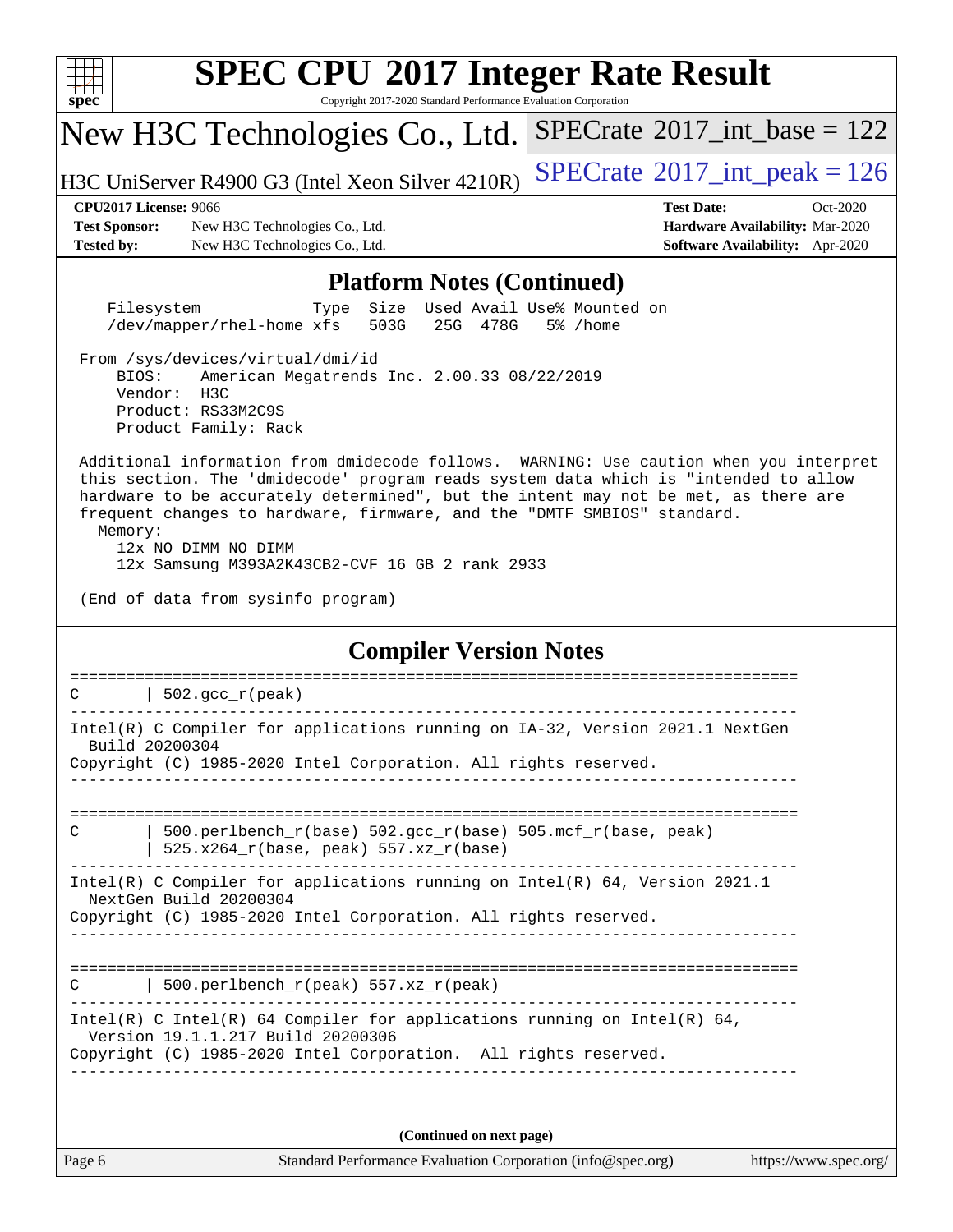## Platform Notes (Continued)

```
    Filesystem             Type  Size  Used Avail Use% Mounted on
    /dev/mapper/rhel-home xfs   503G   25G  478G   5% /home

 From /sys/devices/virtual/dmi/id
     BIOS:    American Megatrends Inc. 2.00.33 08/22/2019
     Vendor:  H3C
     Product: RS33M2C9S
     Product Family: Rack

 Additional information from dmidecode follows.  WARNING: Use caution when you interpret
 this section. The 'dmidecode' program reads system data which is "intended to allow
 hardware to be accurately determined", but the intent may not be met, as there are
 frequent changes to hardware, firmware, and the "DMTF SMBIOS" standard.
   Memory:
     12x NO DIMM NO DIMM
     12x Samsung M393A2K43CB2-CVF 16 GB 2 rank 2933

 (End of data from sysinfo program)
```

## Compiler Version Notes

```
==============================================================================
C       | 502.gcc_r(peak)
------------------------------------------------------------------------------
Intel(R) C Compiler for applications running on IA-32, Version 2021.1 NextGen
  Build 20200304
Copyright (C) 1985-2020 Intel Corporation. All rights reserved.
------------------------------------------------------------------------------

==============================================================================
C       | 500.perlbench_r(base) 502.gcc_r(base) 505.mcf_r(base, peak)
        | 525.x264_r(base, peak) 557.xz_r(base)
------------------------------------------------------------------------------
Intel(R) C Compiler for applications running on Intel(R) 64, Version 2021.1
  NextGen Build 20200304
Copyright (C) 1985-2020 Intel Corporation. All rights reserved.
------------------------------------------------------------------------------

==============================================================================
C       | 500.perlbench_r(peak) 557.xz_r(peak)
------------------------------------------------------------------------------
Intel(R) C Intel(R) 64 Compiler for applications running on Intel(R) 64,
  Version 19.1.1.217 Build 20200306
Copyright (C) 1985-2020 Intel Corporation.  All rights reserved.
------------------------------------------------------------------------------
```

**(Continued on next page)**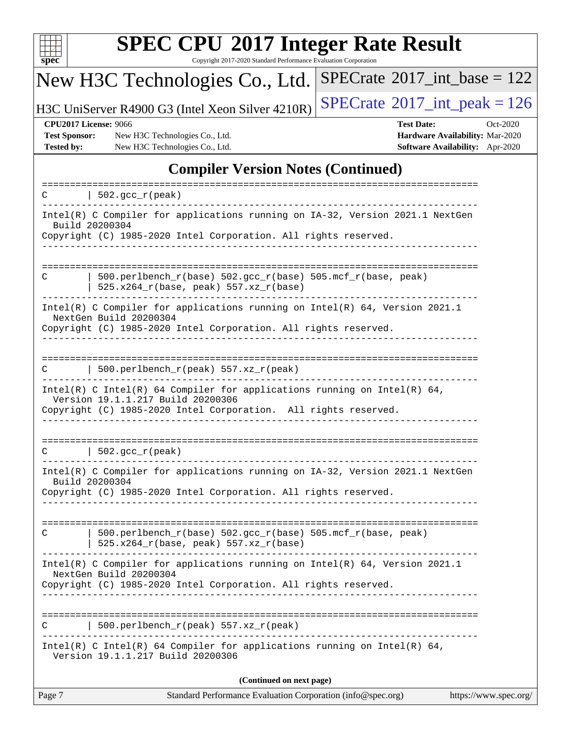## Compiler Version Notes (Continued)

```
==============================================================================
C       | 502.gcc_r(peak)
------------------------------------------------------------------------------
Intel(R) C Compiler for applications running on IA-32, Version 2021.1 NextGen
  Build 20200304
Copyright (C) 1985-2020 Intel Corporation. All rights reserved.
------------------------------------------------------------------------------

==============================================================================
C       | 500.perlbench_r(base) 502.gcc_r(base) 505.mcf_r(base, peak)
        | 525.x264_r(base, peak) 557.xz_r(base)
------------------------------------------------------------------------------
Intel(R) C Compiler for applications running on Intel(R) 64, Version 2021.1
  NextGen Build 20200304
Copyright (C) 1985-2020 Intel Corporation. All rights reserved.
------------------------------------------------------------------------------

==============================================================================
C       | 500.perlbench_r(peak) 557.xz_r(peak)
------------------------------------------------------------------------------
Intel(R) C Intel(R) 64 Compiler for applications running on Intel(R) 64,
  Version 19.1.1.217 Build 20200306
Copyright (C) 1985-2020 Intel Corporation.  All rights reserved.
------------------------------------------------------------------------------

==============================================================================
C       | 502.gcc_r(peak)
------------------------------------------------------------------------------
Intel(R) C Compiler for applications running on IA-32, Version 2021.1 NextGen
  Build 20200304
Copyright (C) 1985-2020 Intel Corporation. All rights reserved.
------------------------------------------------------------------------------

==============================================================================
C       | 500.perlbench_r(base) 502.gcc_r(base) 505.mcf_r(base, peak)
        | 525.x264_r(base, peak) 557.xz_r(base)
------------------------------------------------------------------------------
Intel(R) C Compiler for applications running on Intel(R) 64, Version 2021.1
  NextGen Build 20200304
Copyright (C) 1985-2020 Intel Corporation. All rights reserved.
------------------------------------------------------------------------------

==============================================================================
C       | 500.perlbench_r(peak) 557.xz_r(peak)
------------------------------------------------------------------------------
Intel(R) C Intel(R) 64 Compiler for applications running on Intel(R) 64,
  Version 19.1.1.217 Build 20200306
```

**(Continued on next page)**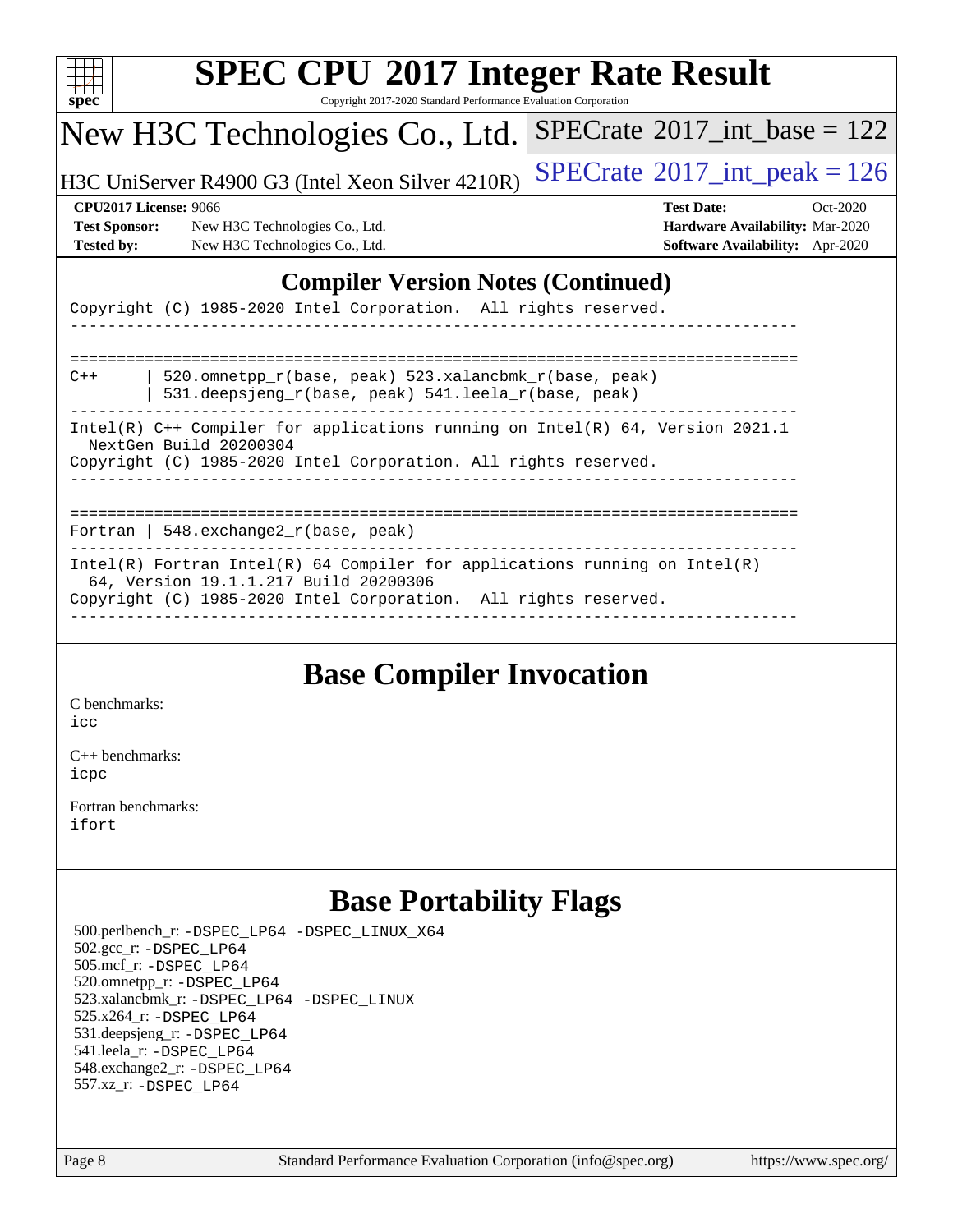## Compiler Version Notes (Continued)

```
Copyright (C) 1985-2020 Intel Corporation.  All rights reserved.
------------------------------------------------------------------------------

==============================================================================
C++      | 520.omnetpp_r(base, peak) 523.xalancbmk_r(base, peak)
         | 531.deepsjeng_r(base, peak) 541.leela_r(base, peak)
------------------------------------------------------------------------------
Intel(R) C++ Compiler for applications running on Intel(R) 64, Version 2021.1
  NextGen Build 20200304
Copyright (C) 1985-2020 Intel Corporation. All rights reserved.
------------------------------------------------------------------------------

==============================================================================
Fortran | 548.exchange2_r(base, peak)
------------------------------------------------------------------------------
Intel(R) Fortran Intel(R) 64 Compiler for applications running on Intel(R)
  64, Version 19.1.1.217 Build 20200306
Copyright (C) 1985-2020 Intel Corporation.  All rights reserved.
------------------------------------------------------------------------------
```

## Base Compiler Invocation

C benchmarks:
icc

C++ benchmarks:
icpc

Fortran benchmarks:
ifort

## Base Portability Flags

500.perlbench_r: -DSPEC_LP64 -DSPEC_LINUX_X64
502.gcc_r: -DSPEC_LP64
505.mcf_r: -DSPEC_LP64
520.omnetpp_r: -DSPEC_LP64
523.xalancbmk_r: -DSPEC_LP64 -DSPEC_LINUX
525.x264_r: -DSPEC_LP64
531.deepsjeng_r: -DSPEC_LP64
541.leela_r: -DSPEC_LP64
548.exchange2_r: -DSPEC_LP64
557.xz_r: -DSPEC_LP64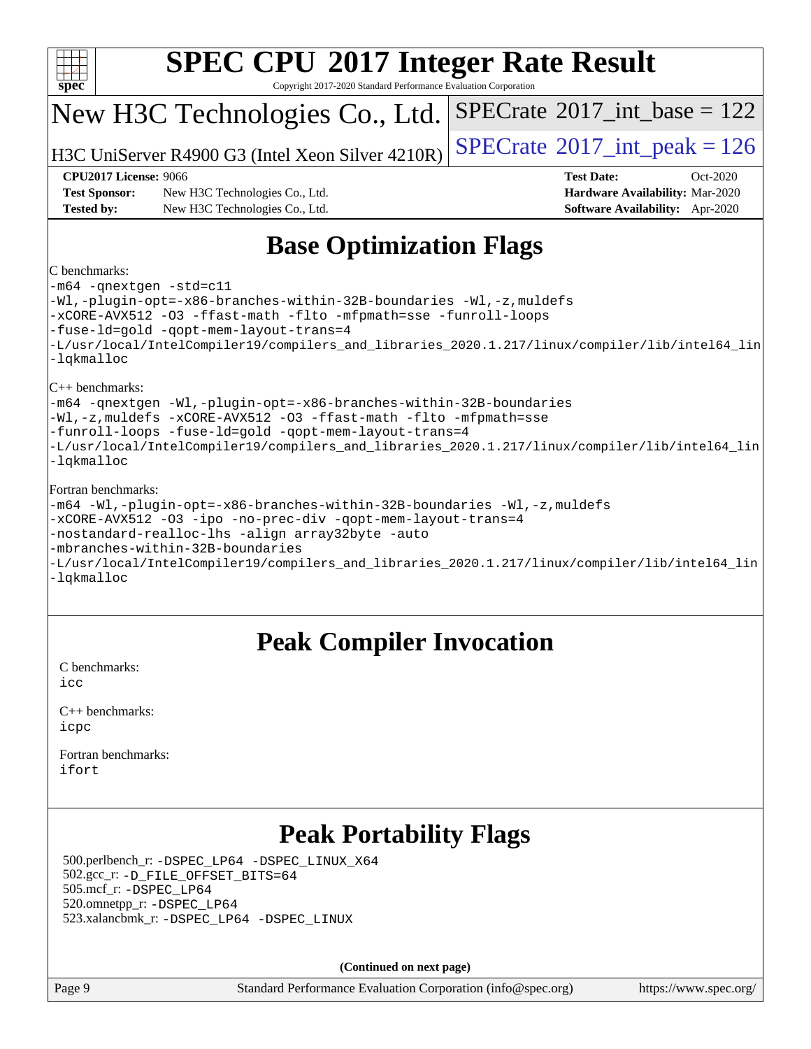# Base Optimization Flags

C benchmarks:

```
-m64 -qnextgen -std=c11
-Wl,-plugin-opt=-x86-branches-within-32B-boundaries -Wl,-z,muldefs
-xCORE-AVX512 -O3 -ffast-math -flto -mfpmath=sse -funroll-loops
-fuse-ld=gold -qopt-mem-layout-trans=4
-L/usr/local/IntelCompiler19/compilers_and_libraries_2020.1.217/linux/compiler/lib/intel64_lin
-lqkmalloc
```

C++ benchmarks:

```
-m64 -qnextgen -Wl,-plugin-opt=-x86-branches-within-32B-boundaries
-Wl,-z,muldefs -xCORE-AVX512 -O3 -ffast-math -flto -mfpmath=sse
-funroll-loops -fuse-ld=gold -qopt-mem-layout-trans=4
-L/usr/local/IntelCompiler19/compilers_and_libraries_2020.1.217/linux/compiler/lib/intel64_lin
-lqkmalloc
```

Fortran benchmarks:

```
-m64 -Wl,-plugin-opt=-x86-branches-within-32B-boundaries -Wl,-z,muldefs
-xCORE-AVX512 -O3 -ipo -no-prec-div -qopt-mem-layout-trans=4
-nostandard-realloc-lhs -align array32byte -auto
-mbranches-within-32B-boundaries
-L/usr/local/IntelCompiler19/compilers_and_libraries_2020.1.217/linux/compiler/lib/intel64_lin
-lqkmalloc
```

# Peak Compiler Invocation

C benchmarks:
icc

C++ benchmarks:
icpc

Fortran benchmarks:
ifort

# Peak Portability Flags

500.perlbench_r: -DSPEC_LP64 -DSPEC_LINUX_X64
502.gcc_r: -D_FILE_OFFSET_BITS=64
505.mcf_r: -DSPEC_LP64
520.omnetpp_r: -DSPEC_LP64
523.xalancbmk_r: -DSPEC_LP64 -DSPEC_LINUX

(Continued on next page)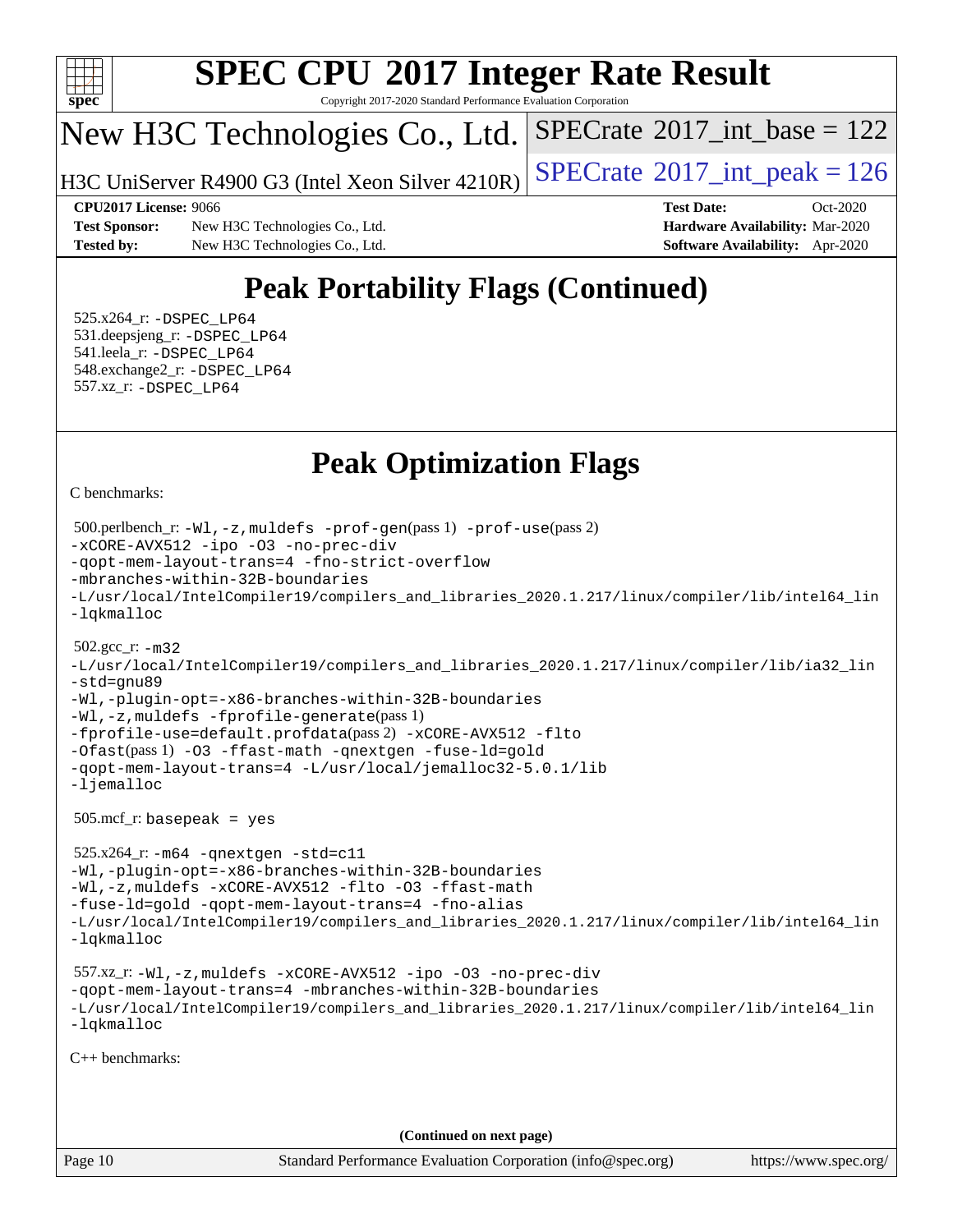# Peak Portability Flags (Continued)

525.x264_r: -DSPEC_LP64
531.deepsjeng_r: -DSPEC_LP64
541.leela_r: -DSPEC_LP64
548.exchange2_r: -DSPEC_LP64
557.xz_r: -DSPEC_LP64

# Peak Optimization Flags

C benchmarks:

500.perlbench_r: -Wl,-z,muldefs -prof-gen(pass 1) -prof-use(pass 2)
-xCORE-AVX512 -ipo -O3 -no-prec-div
-qopt-mem-layout-trans=4 -fno-strict-overflow
-mbranches-within-32B-boundaries
-L/usr/local/IntelCompiler19/compilers_and_libraries_2020.1.217/linux/compiler/lib/intel64_lin
-lqkmalloc

502.gcc_r: -m32
-L/usr/local/IntelCompiler19/compilers_and_libraries_2020.1.217/linux/compiler/lib/ia32_lin
-std=gnu89
-Wl,-plugin-opt=-x86-branches-within-32B-boundaries
-Wl,-z,muldefs -fprofile-generate(pass 1)
-fprofile-use=default.profdata(pass 2) -xCORE-AVX512 -flto
-Ofast(pass 1) -O3 -ffast-math -qnextgen -fuse-ld=gold
-qopt-mem-layout-trans=4 -L/usr/local/jemalloc32-5.0.1/lib
-ljemalloc

505.mcf_r: basepeak = yes

525.x264_r: -m64 -qnextgen -std=c11
-Wl,-plugin-opt=-x86-branches-within-32B-boundaries
-Wl,-z,muldefs -xCORE-AVX512 -flto -O3 -ffast-math
-fuse-ld=gold -qopt-mem-layout-trans=4 -fno-alias
-L/usr/local/IntelCompiler19/compilers_and_libraries_2020.1.217/linux/compiler/lib/intel64_lin
-lqkmalloc

557.xz_r: -Wl,-z,muldefs -xCORE-AVX512 -ipo -O3 -no-prec-div
-qopt-mem-layout-trans=4 -mbranches-within-32B-boundaries
-L/usr/local/IntelCompiler19/compilers_and_libraries_2020.1.217/linux/compiler/lib/intel64_lin
-lqkmalloc

C++ benchmarks:

**(Continued on next page)**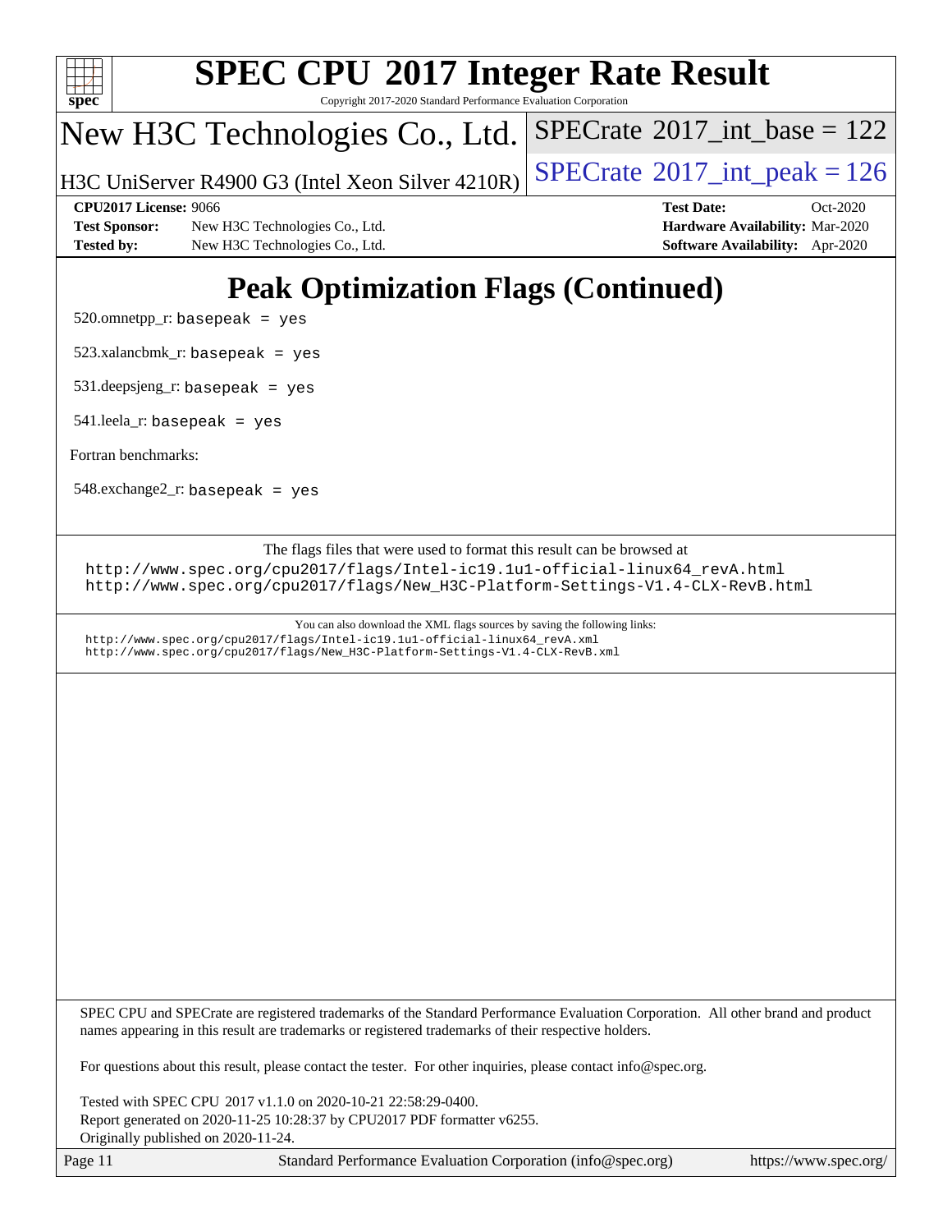# Peak Optimization Flags (Continued)

520.omnetpp_r: `basepeak = yes`

523.xalancbmk_r: `basepeak = yes`

531.deepsjeng_r: `basepeak = yes`

541.leela_r: `basepeak = yes`

Fortran benchmarks:

548.exchange2_r: `basepeak = yes`

The flags files that were used to format this result can be browsed at
http://www.spec.org/cpu2017/flags/Intel-ic19.1u1-official-linux64_revA.html
http://www.spec.org/cpu2017/flags/New_H3C-Platform-Settings-V1.4-CLX-RevB.html

You can also download the XML flags sources by saving the following links:
http://www.spec.org/cpu2017/flags/Intel-ic19.1u1-official-linux64_revA.xml
http://www.spec.org/cpu2017/flags/New_H3C-Platform-Settings-V1.4-CLX-RevB.xml

SPEC CPU and SPECrate are registered trademarks of the Standard Performance Evaluation Corporation. All other brand and product names appearing in this result are trademarks or registered trademarks of their respective holders.

For questions about this result, please contact the tester. For other inquiries, please contact info@spec.org.

Tested with SPEC CPU 2017 v1.1.0 on 2020-10-21 22:58:29-0400.
Report generated on 2020-11-25 10:28:37 by CPU2017 PDF formatter v6255.
Originally published on 2020-11-24.